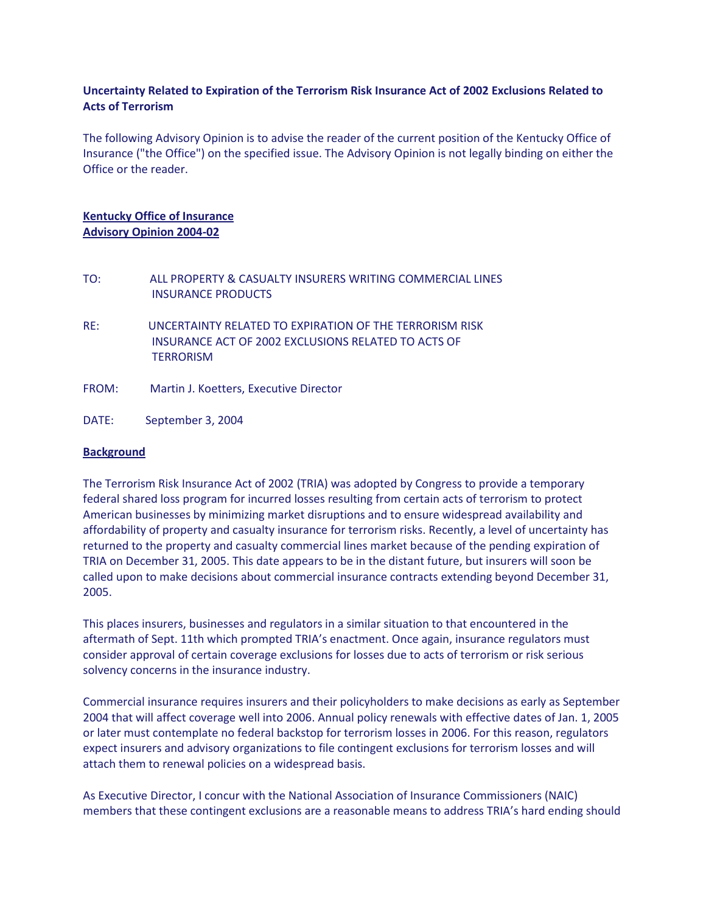**Uncertainty Related to Expiration of the Terrorism Risk Insurance Act of 2002 Exclusions Related to Acts of Terrorism**

The following Advisory Opinion is to advise the reader of the current position of the Kentucky Office of Insurance ("the Office") on the specified issue. The Advisory Opinion is not legally binding on either the Office or the reader.

**Kentucky Office of Insurance**
**Advisory Opinion 2004-02**

TO: ALL PROPERTY & CASUALTY INSURERS WRITING COMMERCIAL LINES INSURANCE PRODUCTS

RE: UNCERTAINTY RELATED TO EXPIRATION OF THE TERRORISM RISK INSURANCE ACT OF 2002 EXCLUSIONS RELATED TO ACTS OF TERRORISM

FROM: Martin J. Koetters, Executive Director

DATE: September 3, 2004

**Background**

The Terrorism Risk Insurance Act of 2002 (TRIA) was adopted by Congress to provide a temporary federal shared loss program for incurred losses resulting from certain acts of terrorism to protect American businesses by minimizing market disruptions and to ensure widespread availability and affordability of property and casualty insurance for terrorism risks. Recently, a level of uncertainty has returned to the property and casualty commercial lines market because of the pending expiration of TRIA on December 31, 2005. This date appears to be in the distant future, but insurers will soon be called upon to make decisions about commercial insurance contracts extending beyond December 31, 2005.

This places insurers, businesses and regulators in a similar situation to that encountered in the aftermath of Sept. 11th which prompted TRIA's enactment. Once again, insurance regulators must consider approval of certain coverage exclusions for losses due to acts of terrorism or risk serious solvency concerns in the insurance industry.

Commercial insurance requires insurers and their policyholders to make decisions as early as September 2004 that will affect coverage well into 2006. Annual policy renewals with effective dates of Jan. 1, 2005 or later must contemplate no federal backstop for terrorism losses in 2006. For this reason, regulators expect insurers and advisory organizations to file contingent exclusions for terrorism losses and will attach them to renewal policies on a widespread basis.

As Executive Director, I concur with the National Association of Insurance Commissioners (NAIC) members that these contingent exclusions are a reasonable means to address TRIA's hard ending should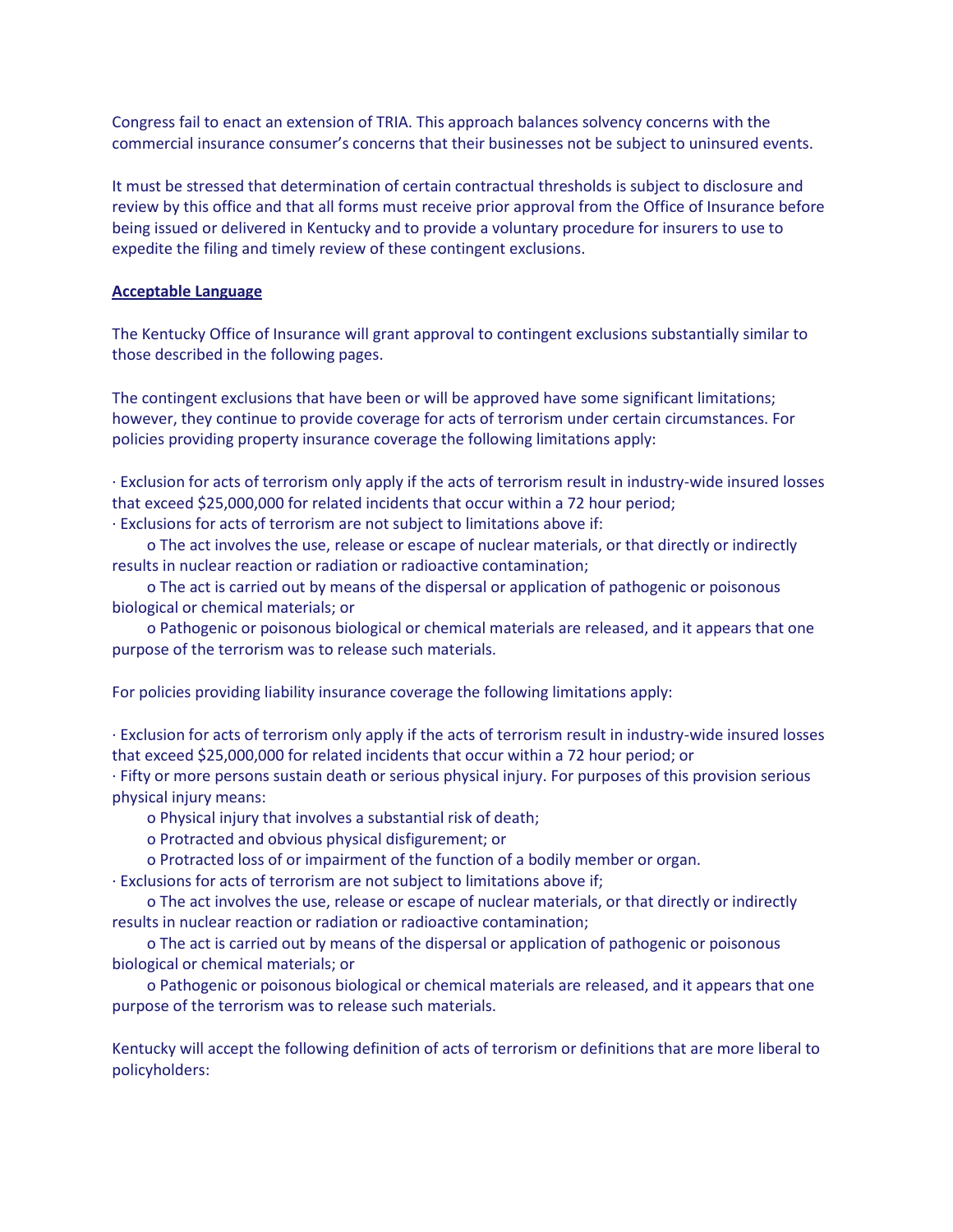Congress fail to enact an extension of TRIA. This approach balances solvency concerns with the commercial insurance consumer's concerns that their businesses not be subject to uninsured events.

It must be stressed that determination of certain contractual thresholds is subject to disclosure and review by this office and that all forms must receive prior approval from the Office of Insurance before being issued or delivered in Kentucky and to provide a voluntary procedure for insurers to use to expedite the filing and timely review of these contingent exclusions.

**Acceptable Language**

The Kentucky Office of Insurance will grant approval to contingent exclusions substantially similar to those described in the following pages.

The contingent exclusions that have been or will be approved have some significant limitations; however, they continue to provide coverage for acts of terrorism under certain circumstances. For policies providing property insurance coverage the following limitations apply:

- Exclusion for acts of terrorism only apply if the acts of terrorism result in industry-wide insured losses that exceed $25,000,000 for related incidents that occur within a 72 hour period;
- Exclusions for acts of terrorism are not subject to limitations above if:
  - The act involves the use, release or escape of nuclear materials, or that directly or indirectly results in nuclear reaction or radiation or radioactive contamination;
  - The act is carried out by means of the dispersal or application of pathogenic or poisonous biological or chemical materials; or
  - Pathogenic or poisonous biological or chemical materials are released, and it appears that one purpose of the terrorism was to release such materials.

For policies providing liability insurance coverage the following limitations apply:

- Exclusion for acts of terrorism only apply if the acts of terrorism result in industry-wide insured losses that exceed $25,000,000 for related incidents that occur within a 72 hour period; or
- Fifty or more persons sustain death or serious physical injury. For purposes of this provision serious physical injury means:
  - Physical injury that involves a substantial risk of death;
  - Protracted and obvious physical disfigurement; or
  - Protracted loss of or impairment of the function of a bodily member or organ.
- Exclusions for acts of terrorism are not subject to limitations above if;
  - The act involves the use, release or escape of nuclear materials, or that directly or indirectly results in nuclear reaction or radiation or radioactive contamination;
  - The act is carried out by means of the dispersal or application of pathogenic or poisonous biological or chemical materials; or
  - Pathogenic or poisonous biological or chemical materials are released, and it appears that one purpose of the terrorism was to release such materials.

Kentucky will accept the following definition of acts of terrorism or definitions that are more liberal to policyholders: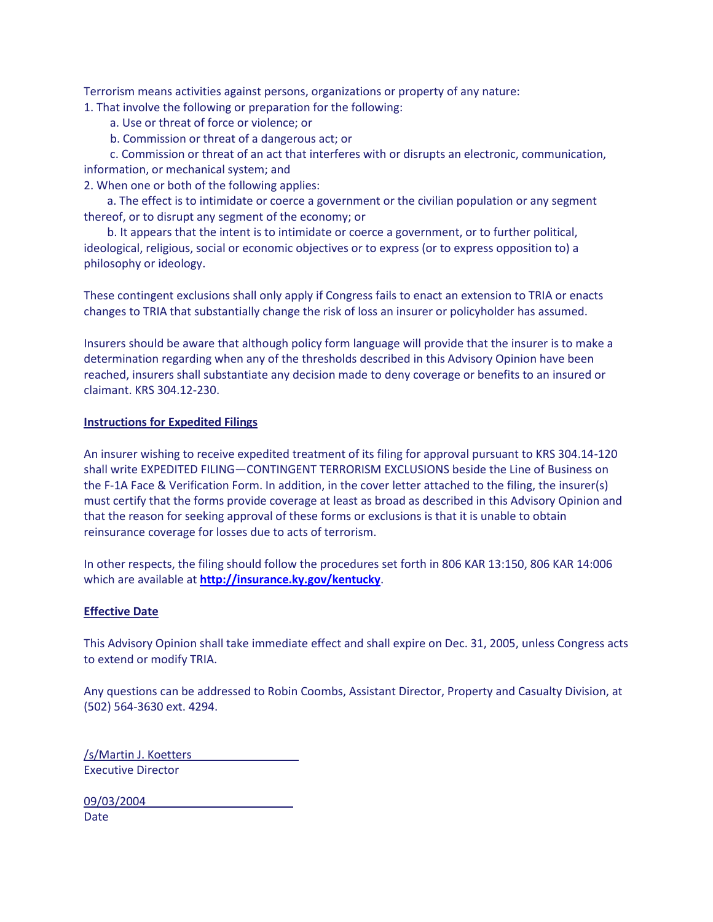Terrorism means activities against persons, organizations or property of any nature:

1. That involve the following or preparation for the following:
   a. Use or threat of force or violence; or
   b. Commission or threat of a dangerous act; or
   c. Commission or threat of an act that interferes with or disrupts an electronic, communication, information, or mechanical system; and
2. When one or both of the following applies:
   a. The effect is to intimidate or coerce a government or the civilian population or any segment thereof, or to disrupt any segment of the economy; or
   b. It appears that the intent is to intimidate or coerce a government, or to further political, ideological, religious, social or economic objectives or to express (or to express opposition to) a philosophy or ideology.

These contingent exclusions shall only apply if Congress fails to enact an extension to TRIA or enacts changes to TRIA that substantially change the risk of loss an insurer or policyholder has assumed.

Insurers should be aware that although policy form language will provide that the insurer is to make a determination regarding when any of the thresholds described in this Advisory Opinion have been reached, insurers shall substantiate any decision made to deny coverage or benefits to an insured or claimant. KRS 304.12-230.

**Instructions for Expedited Filings**

An insurer wishing to receive expedited treatment of its filing for approval pursuant to KRS 304.14-120 shall write EXPEDITED FILING—CONTINGENT TERRORISM EXCLUSIONS beside the Line of Business on the F-1A Face & Verification Form. In addition, in the cover letter attached to the filing, the insurer(s) must certify that the forms provide coverage at least as broad as described in this Advisory Opinion and that the reason for seeking approval of these forms or exclusions is that it is unable to obtain reinsurance coverage for losses due to acts of terrorism.

In other respects, the filing should follow the procedures set forth in 806 KAR 13:150, 806 KAR 14:006 which are available at **http://insurance.ky.gov/kentucky**.

**Effective Date**

This Advisory Opinion shall take immediate effect and shall expire on Dec. 31, 2005, unless Congress acts to extend or modify TRIA.

Any questions can be addressed to Robin Coombs, Assistant Director, Property and Casualty Division, at (502) 564-3630 ext. 4294.

/s/Martin J. Koetters
Executive Director

09/03/2004
Date